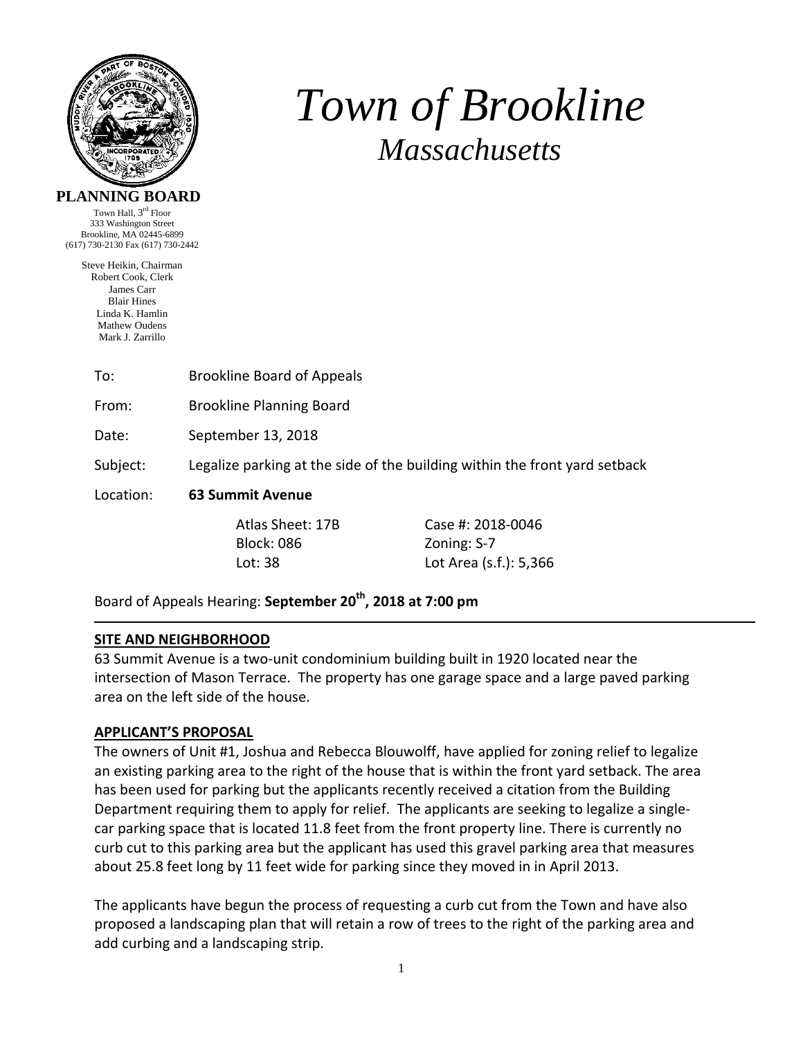# *Town of Brookline*

## *Massachusetts*

**PLANNING BOARD**

Town Hall, 3rd Floor
333 Washington Street
Brookline, MA 02445-6899
(617) 730-2130 Fax (617) 730-2442

Steve Heikin, Chairman
Robert Cook, Clerk
James Carr
Blair Hines
Linda K. Hamlin
Mathew Oudens
Mark J. Zarrillo

| | |
|---|---|
| To: | Brookline Board of Appeals |
| From: | Brookline Planning Board |
| Date: | September 13, 2018 |
| Subject: | Legalize parking at the side of the building within the front yard setback |
| Location: | **63 Summit Avenue** |

| | |
|---|---|
| Atlas Sheet: 17B | Case #: 2018-0046 |
| Block: 086 | Zoning: S-7 |
| Lot: 38 | Lot Area (s.f.): 5,366 |

Board of Appeals Hearing: **September 20th, 2018 at 7:00 pm**

---

**SITE AND NEIGHBORHOOD**

63 Summit Avenue is a two-unit condominium building built in 1920 located near the intersection of Mason Terrace. The property has one garage space and a large paved parking area on the left side of the house.

**APPLICANT'S PROPOSAL**

The owners of Unit #1, Joshua and Rebecca Blouwolff, have applied for zoning relief to legalize an existing parking area to the right of the house that is within the front yard setback. The area has been used for parking but the applicants recently received a citation from the Building Department requiring them to apply for relief. The applicants are seeking to legalize a single-car parking space that is located 11.8 feet from the front property line. There is currently no curb cut to this parking area but the applicant has used this gravel parking area that measures about 25.8 feet long by 11 feet wide for parking since they moved in in April 2013.

The applicants have begun the process of requesting a curb cut from the Town and have also proposed a landscaping plan that will retain a row of trees to the right of the parking area and add curbing and a landscaping strip.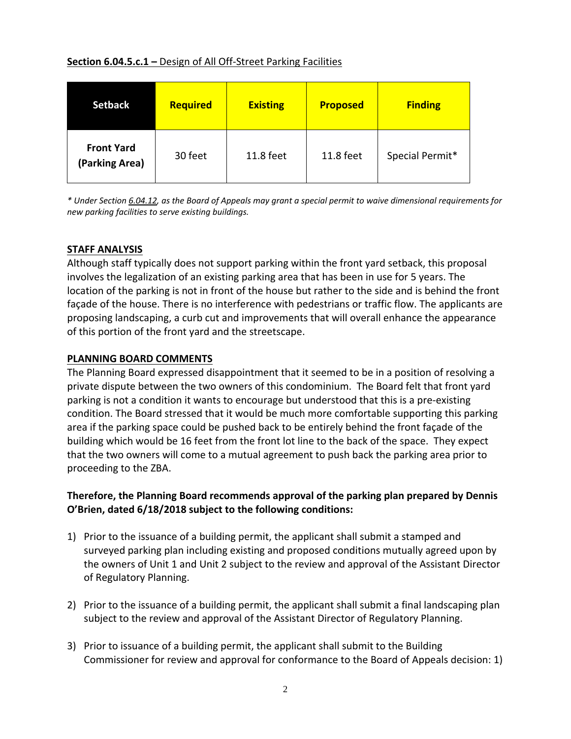**Section 6.04.5.c.1 –** Design of All Off-Street Parking Facilities

| Setback | Required | Existing | Proposed | Finding |
|---|---|---|---|---|
| **Front Yard (Parking Area)** | 30 feet | 11.8 feet | 11.8 feet | Special Permit* |

*\* Under Section 6.04.12, as the Board of Appeals may grant a special permit to waive dimensional requirements for new parking facilities to serve existing buildings.*

## STAFF ANALYSIS

Although staff typically does not support parking within the front yard setback, this proposal involves the legalization of an existing parking area that has been in use for 5 years. The location of the parking is not in front of the house but rather to the side and is behind the front façade of the house. There is no interference with pedestrians or traffic flow. The applicants are proposing landscaping, a curb cut and improvements that will overall enhance the appearance of this portion of the front yard and the streetscape.

## PLANNING BOARD COMMENTS

The Planning Board expressed disappointment that it seemed to be in a position of resolving a private dispute between the two owners of this condominium. The Board felt that front yard parking is not a condition it wants to encourage but understood that this is a pre-existing condition. The Board stressed that it would be much more comfortable supporting this parking area if the parking space could be pushed back to be entirely behind the front façade of the building which would be 16 feet from the front lot line to the back of the space. They expect that the two owners will come to a mutual agreement to push back the parking area prior to proceeding to the ZBA.

**Therefore, the Planning Board recommends approval of the parking plan prepared by Dennis O'Brien, dated 6/18/2018 subject to the following conditions:**

1) Prior to the issuance of a building permit, the applicant shall submit a stamped and surveyed parking plan including existing and proposed conditions mutually agreed upon by the owners of Unit 1 and Unit 2 subject to the review and approval of the Assistant Director of Regulatory Planning.

2) Prior to the issuance of a building permit, the applicant shall submit a final landscaping plan subject to the review and approval of the Assistant Director of Regulatory Planning.

3) Prior to issuance of a building permit, the applicant shall submit to the Building Commissioner for review and approval for conformance to the Board of Appeals decision: 1)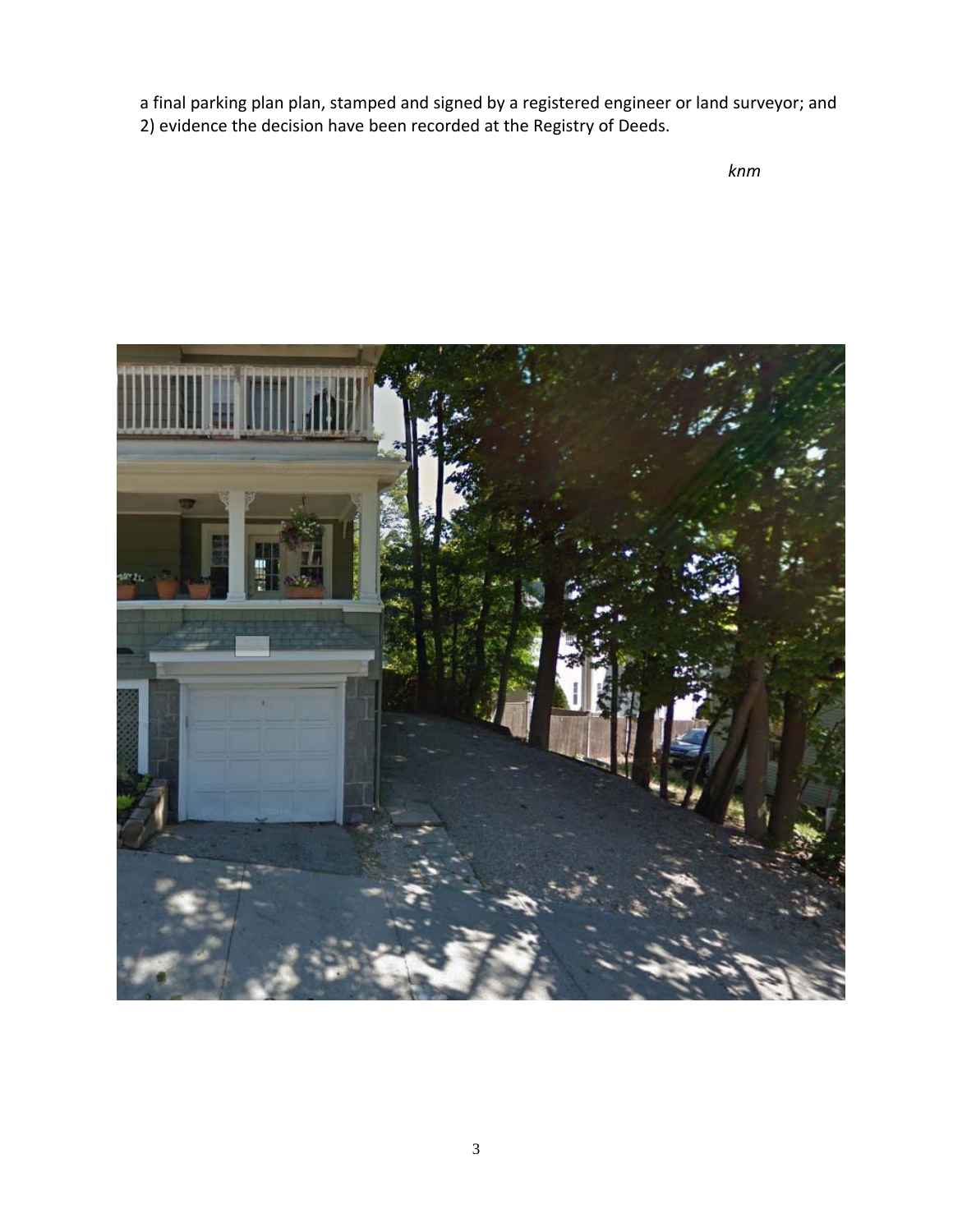a final parking plan plan, stamped and signed by a registered engineer or land surveyor; and 2) evidence the decision have been recorded at the Registry of Deeds.

*knm*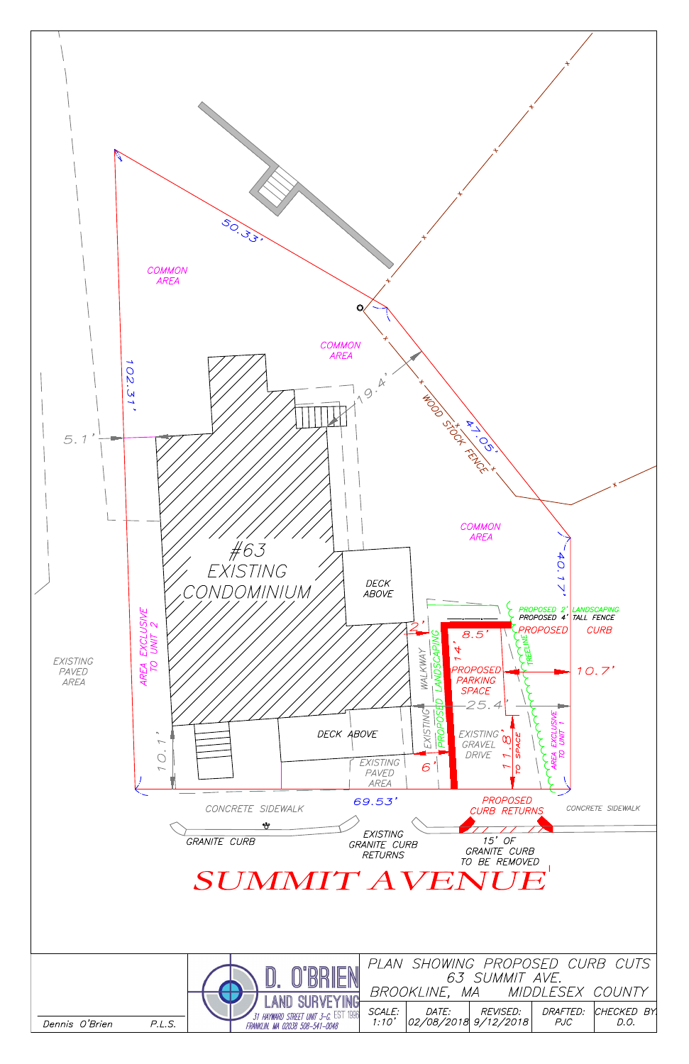COMMON AREA

50.33'

102.31'

COMMON AREA

19.4'

WOOD STOCK FENCE

47.05'

5.1'

#63 EXISTING CONDOMINIUM

DECK ABOVE

COMMON AREA

40.17'

PROPOSED 2' LANDSCAPING

PROPOSED 4' TALL FENCE

PROPOSED CURB

AREA EXCLUSIVE TO UNIT 2

EXISTING PAVED AREA

2'

8.5'

14'

WALKWAY

PROPOSED LANDSCAPING

TREELINE

PROPOSED PARKING SPACE

10.7'

25.4'

DECK ABOVE

EXISTING

PROPOSED

EXISTING GRAVEL DRIVE

11.8'

TO SPACE

AREA EXCLUSIVE TO UNIT 1

10.1'

EXISTING PAVED AREA

6'

69.53'

CONCRETE SIDEWALK

PROPOSED CURB RETURNS

CONCRETE SIDEWALK

GRANITE CURB

EXISTING GRANITE CURB RETURNS

15' OF GRANITE CURB TO BE REMOVED

SUMMIT AVENUE

Dennis O'Brien P.L.S.

D. O'BRIEN LAND SURVEYING EST 1996

31 HAYWARD STREET UNIT 3-C, FRANKLIN, MA 02038 508-541-0048

PLAN SHOWING PROPOSED CURB CUTS

63 SUMMIT AVE.

BROOKLINE, MA MIDDLESEX COUNTY

| SCALE: | DATE: | REVISED: | DRAFTED: | CHECKED BY: |
| --- | --- | --- | --- | --- |
| 1:10' | 02/08/2018 | 9/12/2018 | PJC | D.O. |